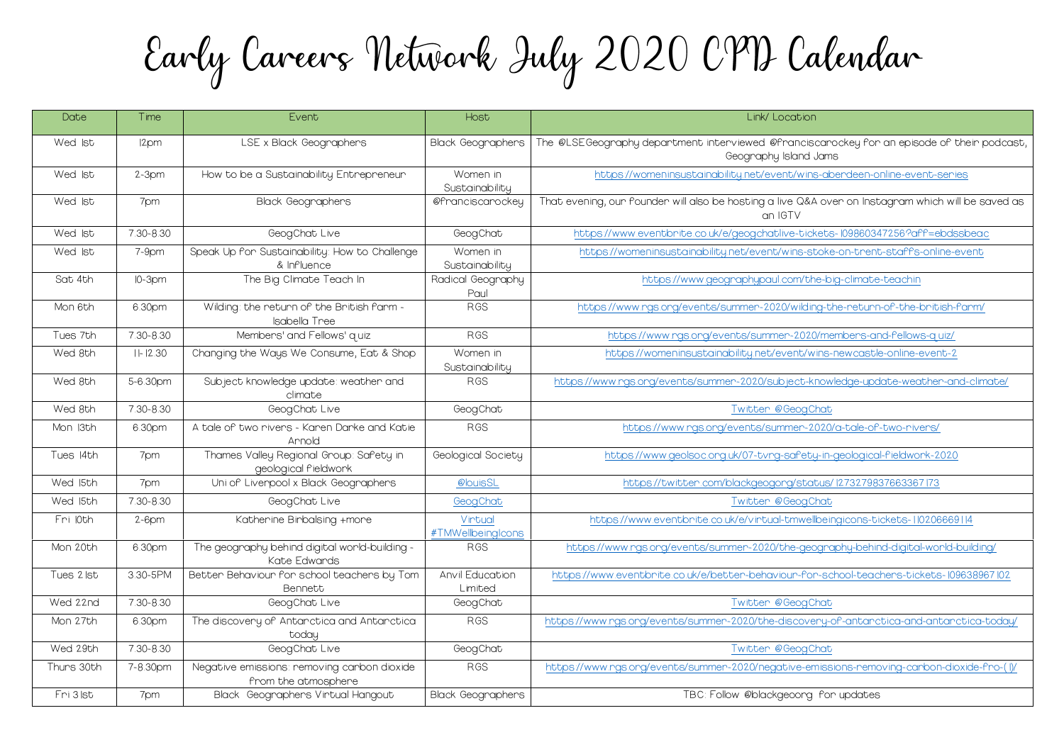# Early Careers Network July 2020 CPD Calendar

| Date | Time | Event | Host | Link/ Location |
|---|---|---|---|---|
| Wed 1st | 12pm | LSE x Black Geographers | Black Geographers | The @LSEGeography department interviewed @franciscarockey for an episode of their podcast, Geography Island Jams |
| Wed 1st | 2-3pm | How to be a Sustainability Entrepreneur | Women in Sustainability | https://womeninsustainability.net/event/wins-aberdeen-online-event-series |
| Wed 1st | 7pm | Black Geographers | @franciscarockey | That evening, our founder will also be hosting a live Q&A over on Instagram which will be saved as an IGTV |
| Wed 1st | 7.30-8.30 | GeogChat Live | GeogChat | https://www.eventbrite.co.uk/e/geogchatlive-tickets-109860347256?aff=ebdssbeac |
| Wed 1st | 7-9pm | Speak Up for Sustainability: How to Challenge & Influence | Women in Sustainability | https://womeninsustainability.net/event/wins-stoke-on-trent-staffs-online-event |
| Sat 4th | 10-3pm | The Big Climate Teach In | Radical Geography Paul | https://www.geographypaul.com/the-big-climate-teachin |
| Mon 6th | 6.30pm | Wilding: the return of the British farm - Isabella Tree | RGS | https://www.rgs.org/events/summer-2020/wilding-the-return-of-the-british-farm/ |
| Tues 7th | 7.30-8.30 | Members' and Fellows' quiz | RGS | https://www.rgs.org/events/summer-2020/members-and-fellows-quiz/ |
| Wed 8th | 11-12.30 | Changing the Ways We Consume, Eat & Shop | Women in Sustainability | https://womeninsustainability.net/event/wins-newcastle-online-event-2 |
| Wed 8th | 5-6.30pm | Subject knowledge update: weather and climate | RGS | https://www.rgs.org/events/summer-2020/subject-knowledge-update-weather-and-climate/ |
| Wed 8th | 7.30-8.30 | GeogChat Live | GeogChat | Twitter @GeogChat |
| Mon 13th | 6.30pm | A tale of two rivers - Karen Darke and Katie Arnold | RGS | https://www.rgs.org/events/summer-2020/a-tale-of-two-rivers/ |
| Tues 14th | 7pm | Thames Valley Regional Group: Safety in geological fieldwork | Geological Society | https://www.geolsoc.org.uk/07-tvrg-safety-in-geological-fieldwork-2020 |
| Wed 15th | 7pm | Uni of Liverpool x Black Geographers | @louisSL | https://twitter.com/blackgeogorg/status/1273279837663367173 |
| Wed 15th | 7.30-8.30 | GeogChat Live | GeogChat | Twitter @GeogChat |
| Fri 10th | 2-6pm | Katherine Birbalsing +more | Virtual #TMWellbeingIcons | https://www.eventbrite.co.uk/e/virtual-tmwellbeingicons-tickets-110206669114 |
| Mon 20th | 6.30pm | The geography behind digital world-building - Kate Edwards | RGS | https://www.rgs.org/events/summer-2020/the-geography-behind-digital-world-building/ |
| Tues 21st | 3.30-5PM | Better Behaviour for school teachers by Tom Bennett | Anvil Education Limited | https://www.eventbrite.co.uk/e/better-behaviour-for-school-teachers-tickets-109638967102 |
| Wed 22nd | 7.30-8.30 | GeogChat Live | GeogChat | Twitter @GeogChat |
| Mon 27th | 6.30pm | The discovery of Antarctica and Antarctica today | RGS | https://www.rgs.org/events/summer-2020/the-discovery-of-antarctica-and-antarctica-today/ |
| Wed 29th | 7.30-8.30 | GeogChat Live | GeogChat | Twitter @GeogChat |
| Thurs 30th | 7-8.30pm | Negative emissions: removing carbon dioxide from the atmosphere | RGS | https://www.rgs.org/events/summer-2020/negative-emissions-removing-carbon-dioxide-fro-(1)/ |
| Fri 31st | 7pm | Black Geographers Virtual Hangout | Black Geographers | TBC: Follow @blackgeoorg for updates |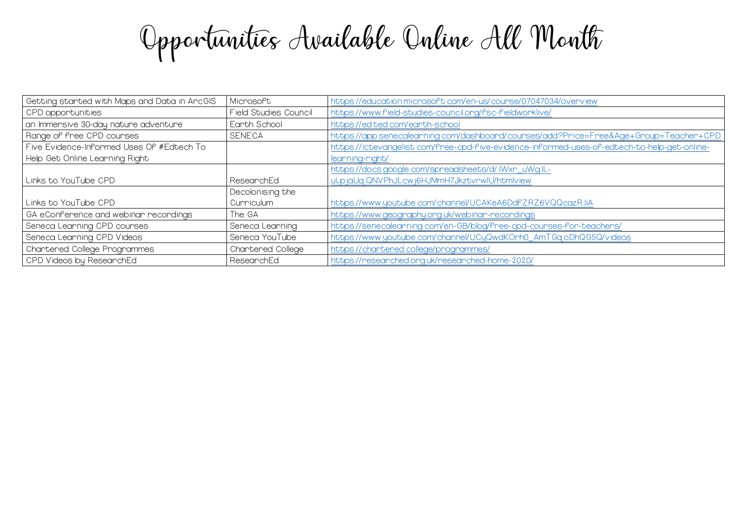# Opportunities Available Online All Month

| | | |
|---|---|---|
| Getting started with Maps and Data in ArcGIS | Microsoft | https://education.microsoft.com/en-us/course/07047034/overview |
| CPD opportunities | Field Studies Council | https://www.field-studies-council.org/fsc-fieldworklive/ |
| an Immersive 30-day nature adventure | Earth School | https://ed.ted.com/earth-school |
| Range of free CPD courses | SENECA | https://app.senecalearning.com/dashboard/courses/add?Price=Free&Age+Group=Teacher+CPD |
| Five Evidence-Informed Uses Of #Edtech To Help Get Online Learning Right | | https://ictevangelist.com/free-cpd-five-evidence-informed-uses-of-edtech-to-help-get-online-learning-right/ |
| Links to YouTube CPD | ResearchEd | https://docs.google.com/spreadsheets/d/1Wxr_uWg1L-uLpjaUqQNVPhJLcwj6HJMmH7JkztvrwlU/htmlview |
| Links to YouTube CPD | Decolonising the Curriculum | https://www.youtube.com/channel/UCAKeA6DdfZRZ6VQQcazR1iA |
| GA eConference and webinar recordings | The GA | https://www.geography.org.uk/webinar-recordings |
| Seneca Learning CPD courses | Seneca Learning | https://senecalearning.com/en-GB/blog/free-cpd-courses-for-teachers/ |
| Seneca Learning CPD Videos | Seneca YouTube | https://www.youtube.com/channel/UCyQwdKOrh0_AmTGqoDhQG5Q/videos |
| Chartered College Programmes | Chartered College | https://chartered.college/programmes/ |
| CPD Videos by ResearchEd | ResearchEd | https://researched.org.uk/researched-home-2020/ |